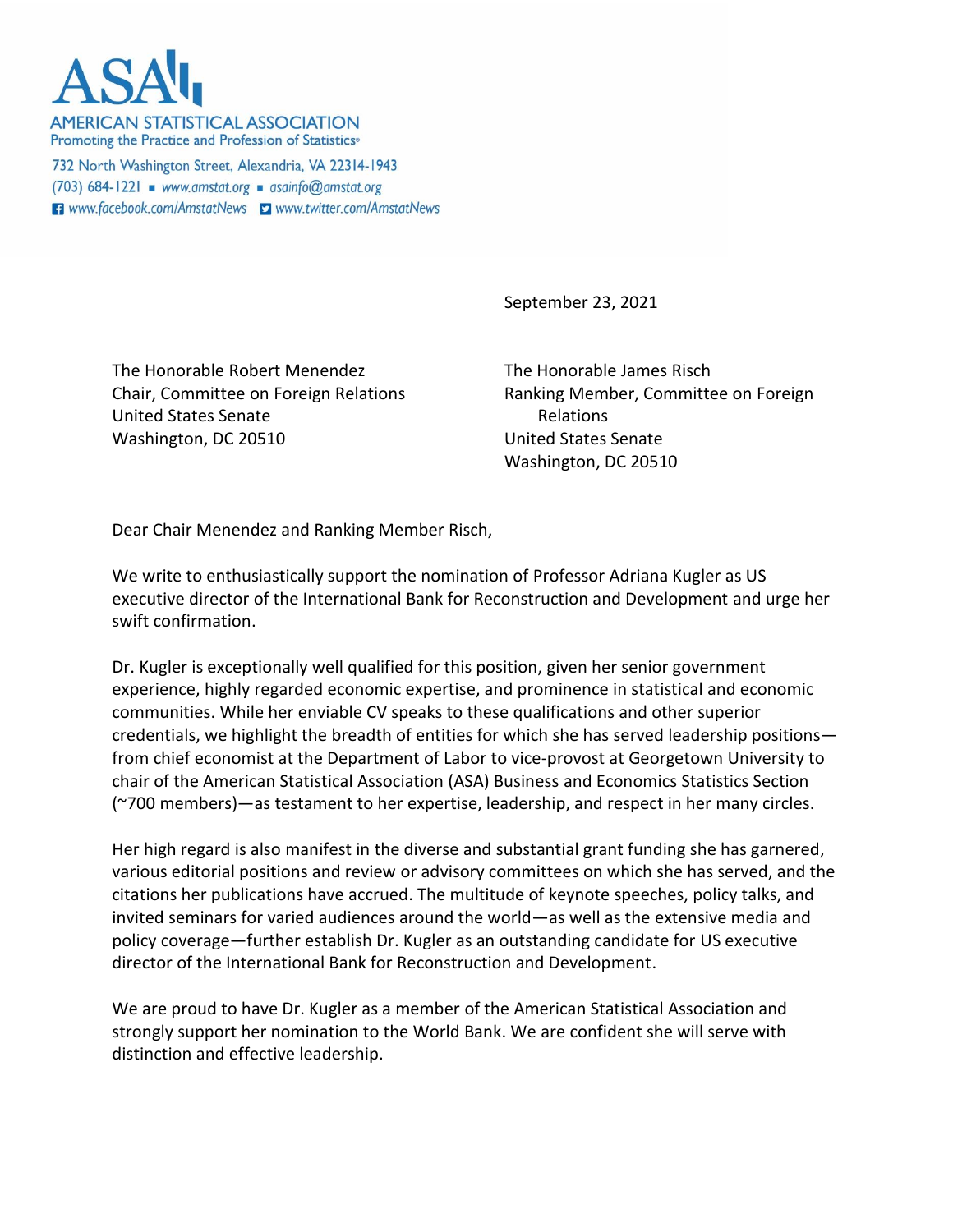**ASA**

AMERICAN STATISTICAL ASSOCIATION
Promoting the Practice and Profession of Statistics®

732 North Washington Street, Alexandria, VA 22314-1943
(703) 684-1221 ▪ www.amstat.org ▪ asainfo@amstat.org
www.facebook.com/AmstatNews www.twitter.com/AmstatNews

September 23, 2021

The Honorable Robert Menendez
Chair, Committee on Foreign Relations
United States Senate
Washington, DC 20510

The Honorable James Risch
Ranking Member, Committee on Foreign Relations
United States Senate
Washington, DC 20510

Dear Chair Menendez and Ranking Member Risch,

We write to enthusiastically support the nomination of Professor Adriana Kugler as US executive director of the International Bank for Reconstruction and Development and urge her swift confirmation.

Dr. Kugler is exceptionally well qualified for this position, given her senior government experience, highly regarded economic expertise, and prominence in statistical and economic communities. While her enviable CV speaks to these qualifications and other superior credentials, we highlight the breadth of entities for which she has served leadership positions—from chief economist at the Department of Labor to vice-provost at Georgetown University to chair of the American Statistical Association (ASA) Business and Economics Statistics Section (~700 members)—as testament to her expertise, leadership, and respect in her many circles.

Her high regard is also manifest in the diverse and substantial grant funding she has garnered, various editorial positions and review or advisory committees on which she has served, and the citations her publications have accrued. The multitude of keynote speeches, policy talks, and invited seminars for varied audiences around the world—as well as the extensive media and policy coverage—further establish Dr. Kugler as an outstanding candidate for US executive director of the International Bank for Reconstruction and Development.

We are proud to have Dr. Kugler as a member of the American Statistical Association and strongly support her nomination to the World Bank. We are confident she will serve with distinction and effective leadership.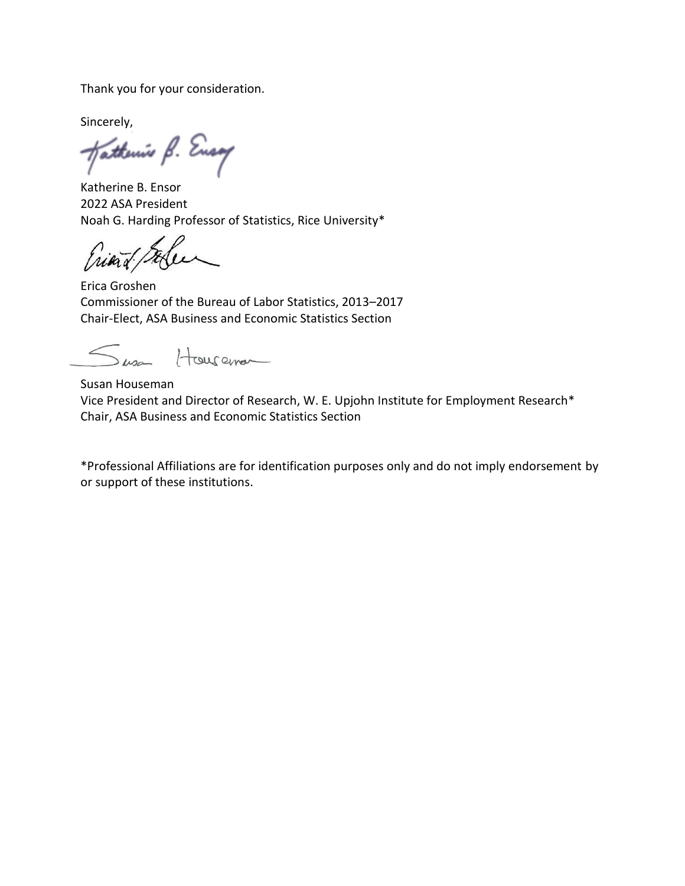Thank you for your consideration.

Sincerely,

Katherine B. Ensor
2022 ASA President
Noah G. Harding Professor of Statistics, Rice University*

Erica Groshen
Commissioner of the Bureau of Labor Statistics, 2013–2017
Chair-Elect, ASA Business and Economic Statistics Section

Susan Houseman
Vice President and Director of Research, W. E. Upjohn Institute for Employment Research*
Chair, ASA Business and Economic Statistics Section

*Professional Affiliations are for identification purposes only and do not imply endorsement by or support of these institutions.